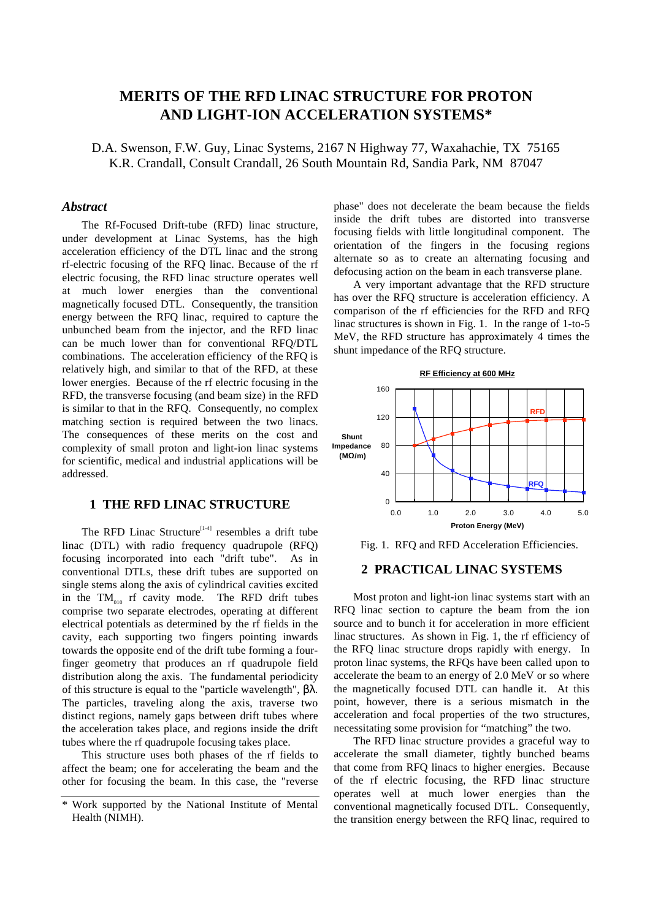# MERITS OF THE RFD LINAC STRUCTURE FOR PROTON AND LIGHT-ION ACCELERATION SYSTEMS*

D.A. Swenson, F.W. Guy, Linac Systems, 2167 N Highway 77, Waxahachie, TX 75165
K.R. Crandall, Consult Crandall, 26 South Mountain Rd, Sandia Park, NM 87047

## *Abstract*

The Rf-Focused Drift-tube (RFD) linac structure, under development at Linac Systems, has the high acceleration efficiency of the DTL linac and the strong rf-electric focusing of the RFQ linac. Because of the rf electric focusing, the RFD linac structure operates well at much lower energies than the conventional magnetically focused DTL. Consequently, the transition energy between the RFQ linac, required to capture the unbunched beam from the injector, and the RFD linac can be much lower than for conventional RFQ/DTL combinations. The acceleration efficiency of the RFQ is relatively high, and similar to that of the RFD, at these lower energies. Because of the rf electric focusing in the RFD, the transverse focusing (and beam size) in the RFD is similar to that in the RFQ. Consequently, no complex matching section is required between the two linacs. The consequences of these merits on the cost and complexity of small proton and light-ion linac systems for scientific, medical and industrial applications will be addressed.

## 1 THE RFD LINAC STRUCTURE

The RFD Linac Structure[1-4] resembles a drift tube linac (DTL) with radio frequency quadrupole (RFQ) focusing incorporated into each "drift tube". As in conventional DTLs, these drift tubes are supported on single stems along the axis of cylindrical cavities excited in the $TM_{010}$ rf cavity mode. The RFD drift tubes comprise two separate electrodes, operating at different electrical potentials as determined by the rf fields in the cavity, each supporting two fingers pointing inwards towards the opposite end of the drift tube forming a four-finger geometry that produces an rf quadrupole field distribution along the axis. The fundamental periodicity of this structure is equal to the "particle wavelength", $\beta\lambda$. The particles, traveling along the axis, traverse two distinct regions, namely gaps between drift tubes where the acceleration takes place, and regions inside the drift tubes where the rf quadrupole focusing takes place.

This structure uses both phases of the rf fields to affect the beam; one for accelerating the beam and the other for focusing the beam. In this case, the "reverse phase" does not decelerate the beam because the fields inside the drift tubes are distorted into transverse focusing fields with little longitudinal component. The orientation of the fingers in the focusing regions alternate so as to create an alternating focusing and defocusing action on the beam in each transverse plane.

A very important advantage that the RFD structure has over the RFQ structure is acceleration efficiency. A comparison of the rf efficiencies for the RFD and RFQ linac structures is shown in Fig. 1. In the range of 1-to-5 MeV, the RFD structure has approximately 4 times the shunt impedance of the RFQ structure.

Fig. 1. RFQ and RFD Acceleration Efficiencies.

## 2 PRACTICAL LINAC SYSTEMS

Most proton and light-ion linac systems start with an RFQ linac section to capture the beam from the ion source and to bunch it for acceleration in more efficient linac structures. As shown in Fig. 1, the rf efficiency of the RFQ linac structure drops rapidly with energy. In proton linac systems, the RFQs have been called upon to accelerate the beam to an energy of 2.0 MeV or so where the magnetically focused DTL can handle it. At this point, however, there is a serious mismatch in the acceleration and focal properties of the two structures, necessitating some provision for "matching" the two.

The RFD linac structure provides a graceful way to accelerate the small diameter, tightly bunched beams that come from RFQ linacs to higher energies. Because of the rf electric focusing, the RFD linac structure operates well at much lower energies than the conventional magnetically focused DTL. Consequently, the transition energy between the RFQ linac, required to

\* Work supported by the National Institute of Mental Health (NIMH).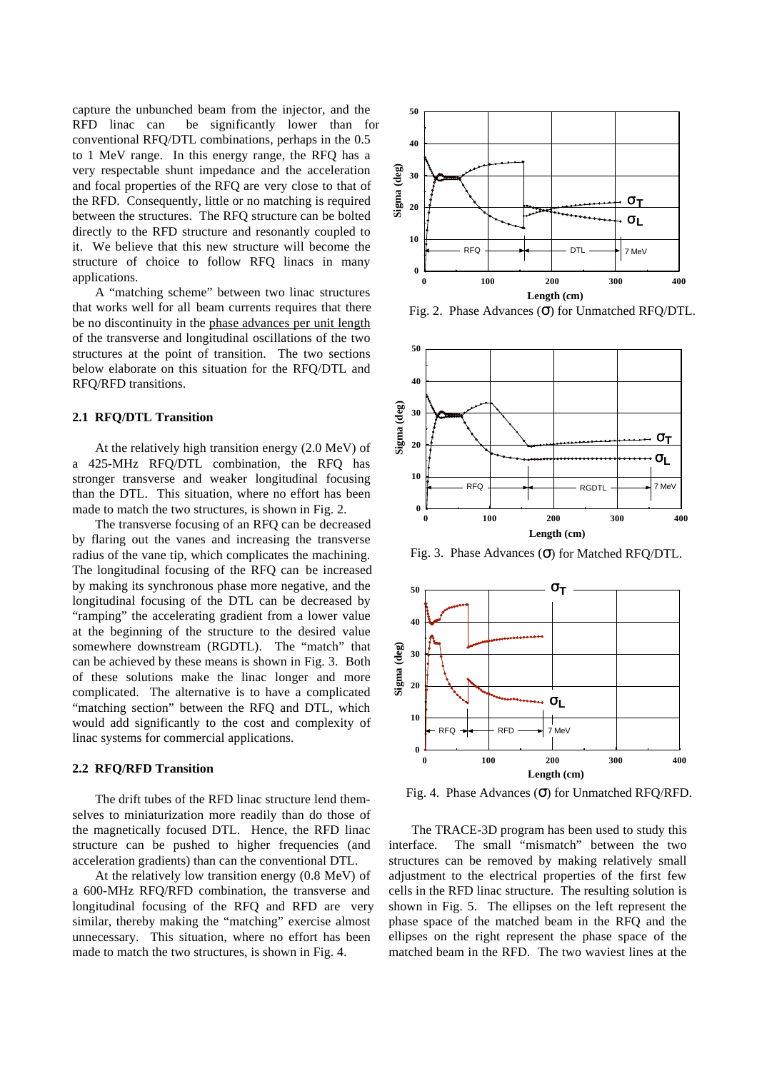capture the unbunched beam from the injector, and the RFD linac can be significantly lower than for conventional RFQ/DTL combinations, perhaps in the 0.5 to 1 MeV range. In this energy range, the RFQ has a very respectable shunt impedance and the acceleration and focal properties of the RFQ are very close to that of the RFD. Consequently, little or no matching is required between the structures. The RFQ structure can be bolted directly to the RFD structure and resonantly coupled to it. We believe that this new structure will become the structure of choice to follow RFQ linacs in many applications.

A "matching scheme" between two linac structures that works well for all beam currents requires that there be no discontinuity in the phase advances per unit length of the transverse and longitudinal oscillations of the two structures at the point of transition. The two sections below elaborate on this situation for the RFQ/DTL and RFQ/RFD transitions.

### 2.1 RFQ/DTL Transition

At the relatively high transition energy (2.0 MeV) of a 425-MHz RFQ/DTL combination, the RFQ has stronger transverse and weaker longitudinal focusing than the DTL. This situation, where no effort has been made to match the two structures, is shown in Fig. 2.

The transverse focusing of an RFQ can be decreased by flaring out the vanes and increasing the transverse radius of the vane tip, which complicates the machining. The longitudinal focusing of the RFQ can be increased by making its synchronous phase more negative, and the longitudinal focusing of the DTL can be decreased by "ramping" the accelerating gradient from a lower value at the beginning of the structure to the desired value somewhere downstream (RGDTL). The "match" that can be achieved by these means is shown in Fig. 3. Both of these solutions make the linac longer and more complicated. The alternative is to have a complicated "matching section" between the RFQ and DTL, which would add significantly to the cost and complexity of linac systems for commercial applications.

### 2.2 RFQ/RFD Transition

The drift tubes of the RFD linac structure lend themselves to miniaturization more readily than do those of the magnetically focused DTL. Hence, the RFD linac structure can be pushed to higher frequencies (and acceleration gradients) than can the conventional DTL.

At the relatively low transition energy (0.8 MeV) of a 600-MHz RFQ/RFD combination, the transverse and longitudinal focusing of the RFQ and RFD are very similar, thereby making the "matching" exercise almost unnecessary. This situation, where no effort has been made to match the two structures, is shown in Fig. 4.

Fig. 2. Phase Advances ($\sigma$) for Unmatched RFQ/DTL.

Fig. 3. Phase Advances ($\sigma$) for Matched RFQ/DTL.

Fig. 4. Phase Advances ($\sigma$) for Unmatched RFQ/RFD.

The TRACE-3D program has been used to study this interface. The small "mismatch" between the two structures can be removed by making relatively small adjustment to the electrical properties of the first few cells in the RFD linac structure. The resulting solution is shown in Fig. 5. The ellipses on the left represent the phase space of the matched beam in the RFQ and the ellipses on the right represent the phase space of the matched beam in the RFD. The two waviest lines at the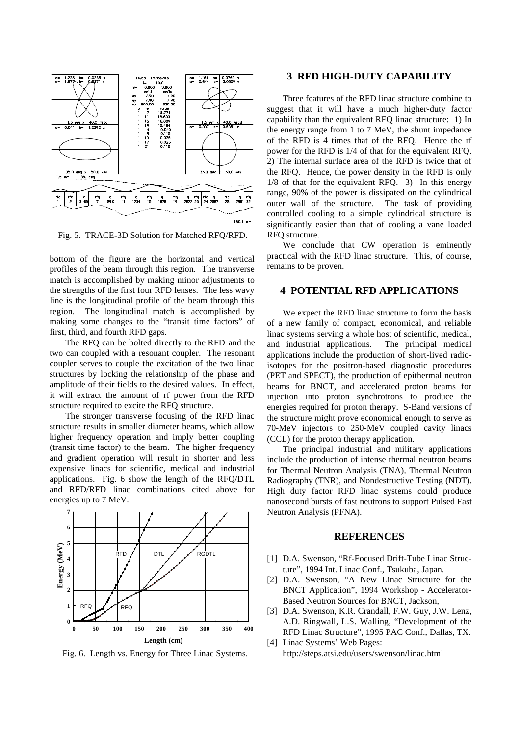Fig. 5. TRACE-3D Solution for Matched RFQ/RFD.

bottom of the figure are the horizontal and vertical profiles of the beam through this region. The transverse match is accomplished by making minor adjustments to the strengths of the first four RFD lenses. The less wavy line is the longitudinal profile of the beam through this region. The longitudinal match is accomplished by making some changes to the "transit time factors" of first, third, and fourth RFD gaps.

The RFQ can be bolted directly to the RFD and the two can coupled with a resonant coupler. The resonant coupler serves to couple the excitation of the two linac structures by locking the relationship of the phase and amplitude of their fields to the desired values. In effect, it will extract the amount of rf power from the RFD structure required to excite the RFQ structure.

The stronger transverse focusing of the RFD linac structure results in smaller diameter beams, which allow higher frequency operation and imply better coupling (transit time factor) to the beam. The higher frequency and gradient operation will result in shorter and less expensive linacs for scientific, medical and industrial applications. Fig. 6 show the length of the RFQ/DTL and RFD/RFD linac combinations cited above for energies up to 7 MeV.

Energy (MeV)
Length (cm)
RFD
DTL
RGDTL
RFQ
RFQ

Fig. 6. Length vs. Energy for Three Linac Systems.

## 3 RFD HIGH-DUTY CAPABILITY

Three features of the RFD linac structure combine to suggest that it will have a much higher-duty factor capability than the equivalent RFQ linac structure: 1) In the energy range from 1 to 7 MeV, the shunt impedance of the RFD is 4 times that of the RFQ. Hence the rf power for the RFD is 1/4 of that for the equivalent RFQ. 2) The internal surface area of the RFD is twice that of the RFQ. Hence, the power density in the RFD is only 1/8 of that for the equivalent RFQ. 3) In this energy range, 90% of the power is dissipated on the cylindrical outer wall of the structure. The task of providing controlled cooling to a simple cylindrical structure is significantly easier than that of cooling a vane loaded RFQ structure.

We conclude that CW operation is eminently practical with the RFD linac structure. This, of course, remains to be proven.

## 4 POTENTIAL RFD APPLICATIONS

We expect the RFD linac structure to form the basis of a new family of compact, economical, and reliable linac systems serving a whole host of scientific, medical, and industrial applications. The principal medical applications include the production of short-lived radio-isotopes for the positron-based diagnostic procedures (PET and SPECT), the production of epithermal neutron beams for BNCT, and accelerated proton beams for injection into proton synchrotrons to produce the energies required for proton therapy. S-Band versions of the structure might prove economical enough to serve as 70-MeV injectors to 250-MeV coupled cavity linacs (CCL) for the proton therapy application.

The principal industrial and military applications include the production of intense thermal neutron beams for Thermal Neutron Analysis (TNA), Thermal Neutron Radiography (TNR), and Nondestructive Testing (NDT). High duty factor RFD linac systems could produce nanosecond bursts of fast neutrons to support Pulsed Fast Neutron Analysis (PFNA).

## REFERENCES

[1] D.A. Swenson, "Rf-Focused Drift-Tube Linac Structure", 1994 Int. Linac Conf., Tsukuba, Japan.

[2] D.A. Swenson, "A New Linac Structure for the BNCT Application", 1994 Workshop - Accelerator-Based Neutron Sources for BNCT, Jackson,

[3] D.A. Swenson, K.R. Crandall, F.W. Guy, J.W. Lenz, A.D. Ringwall, L.S. Walling, "Development of the RFD Linac Structure", 1995 PAC Conf., Dallas, TX.

[4] Linac Systems' Web Pages: http://steps.atsi.edu/users/swenson/linac.html